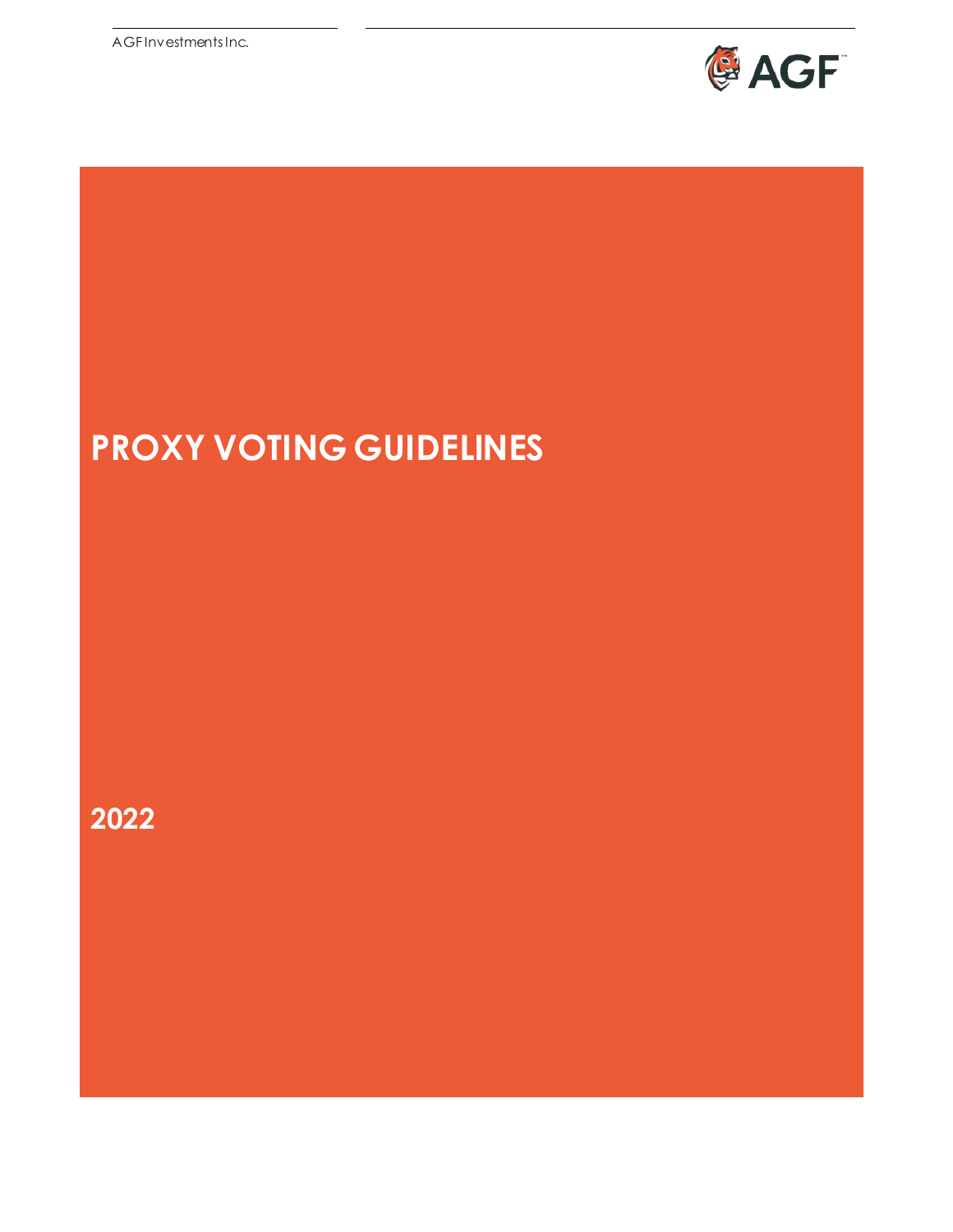AGF Investments Inc.

# PROXY VOTING GUIDELINES

2022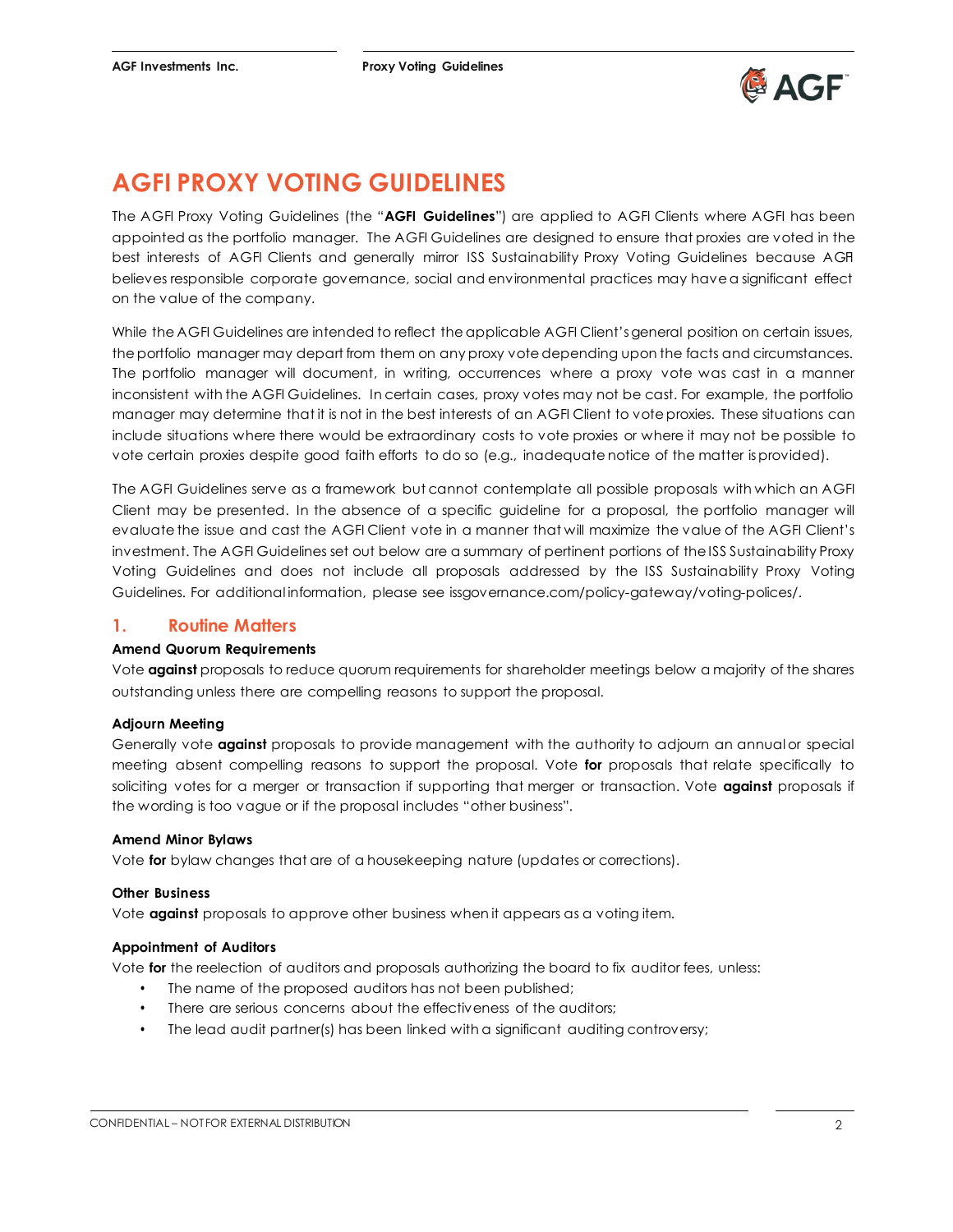// AGFI PROXY VOTING GUIDELINES

The AGFI Proxy Voting Guidelines (the "**AGFI Guidelines**") are applied to AGFI Clients where AGFI has been appointed as the portfolio manager. The AGFI Guidelines are designed to ensure that proxies are voted in the best interests of AGFI Clients and generally mirror ISS Sustainability Proxy Voting Guidelines because AGFI believes responsible corporate governance, social and environmental practices may have a significant effect on the value of the company.

While the AGFI Guidelines are intended to reflect the applicable AGFI Client's general position on certain issues, the portfolio manager may depart from them on any proxy vote depending upon the facts and circumstances. The portfolio manager will document, in writing, occurrences where a proxy vote was cast in a manner inconsistent with the AGFI Guidelines. In certain cases, proxy votes may not be cast. For example, the portfolio manager may determine that it is not in the best interests of an AGFI Client to vote proxies. These situations can include situations where there would be extraordinary costs to vote proxies or where it may not be possible to vote certain proxies despite good faith efforts to do so (e.g., inadequate notice of the matter is provided).

The AGFI Guidelines serve as a framework but cannot contemplate all possible proposals with which an AGFI Client may be presented. In the absence of a specific guideline for a proposal, the portfolio manager will evaluate the issue and cast the AGFI Client vote in a manner that will maximize the value of the AGFI Client's investment. The AGFI Guidelines set out below are a summary of pertinent portions of the ISS Sustainability Proxy Voting Guidelines and does not include all proposals addressed by the ISS Sustainability Proxy Voting Guidelines. For additional information, please see issgovernance.com/policy-gateway/voting-polices/.

## 1. Routine Matters

**Amend Quorum Requirements**

Vote **against** proposals to reduce quorum requirements for shareholder meetings below a majority of the shares outstanding unless there are compelling reasons to support the proposal.

**Adjourn Meeting**

Generally vote **against** proposals to provide management with the authority to adjourn an annual or special meeting absent compelling reasons to support the proposal. Vote **for** proposals that relate specifically to soliciting votes for a merger or transaction if supporting that merger or transaction. Vote **against** proposals if the wording is too vague or if the proposal includes "other business".

**Amend Minor Bylaws**

Vote **for** bylaw changes that are of a housekeeping nature (updates or corrections).

**Other Business**

Vote **against** proposals to approve other business when it appears as a voting item.

**Appointment of Auditors**

Vote **for** the reelection of auditors and proposals authorizing the board to fix auditor fees, unless:

- The name of the proposed auditors has not been published;
- There are serious concerns about the effectiveness of the auditors;
- The lead audit partner(s) has been linked with a significant auditing controversy;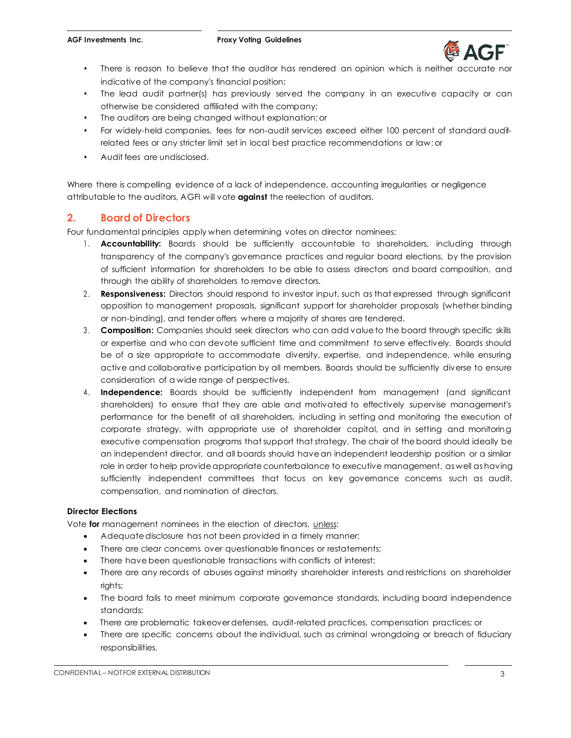- There is reason to believe that the auditor has rendered an opinion which is neither accurate nor indicative of the company's financial position;
- The lead audit partner(s) has previously served the company in an executive capacity or can otherwise be considered affiliated with the company;
- The auditors are being changed without explanation; or
- For widely-held companies, fees for non-audit services exceed either 100 percent of standard audit-related fees or any stricter limit set in local best practice recommendations or law; or
- Audit fees are undisclosed.

Where there is compelling evidence of a lack of independence, accounting irregularities or negligence attributable to the auditors, AGFI will vote **against** the reelection of auditors.

## 2. Board of Directors

Four fundamental principles apply when determining votes on director nominees:

1. **Accountability:** Boards should be sufficiently accountable to shareholders, including through transparency of the company's governance practices and regular board elections, by the provision of sufficient information for shareholders to be able to assess directors and board composition, and through the ability of shareholders to remove directors.
2. **Responsiveness:** Directors should respond to investor input, such as that expressed through significant opposition to management proposals, significant support for shareholder proposals (whether binding or non-binding), and tender offers where a majority of shares are tendered.
3. **Composition:** Companies should seek directors who can add value to the board through specific skills or expertise and who can devote sufficient time and commitment to serve effectively. Boards should be of a size appropriate to accommodate diversity, expertise, and independence, while ensuring active and collaborative participation by all members. Boards should be sufficiently diverse to ensure consideration of a wide range of perspectives.
4. **Independence:** Boards should be sufficiently independent from management (and significant shareholders) to ensure that they are able and motivated to effectively supervise management's performance for the benefit of all shareholders, including in setting and monitoring the execution of corporate strategy, with appropriate use of shareholder capital, and in setting and monitoring executive compensation programs that support that strategy. The chair of the board should ideally be an independent director, and all boards should have an independent leadership position or a similar role in order to help provide appropriate counterbalance to executive management, as well as having sufficiently independent committees that focus on key governance concerns such as audit, compensation, and nomination of directors.

### Director Elections

Vote **for** management nominees in the election of directors, unless:

- Adequate disclosure has not been provided in a timely manner;
- There are clear concerns over questionable finances or restatements;
- There have been questionable transactions with conflicts of interest;
- There are any records of abuses against minority shareholder interests and restrictions on shareholder rights;
- The board fails to meet minimum corporate governance standards, including board independence standards;
- There are problematic takeover defenses, audit-related practices, compensation practices; or
- There are specific concerns about the individual, such as criminal wrongdoing or breach of fiduciary responsibilities.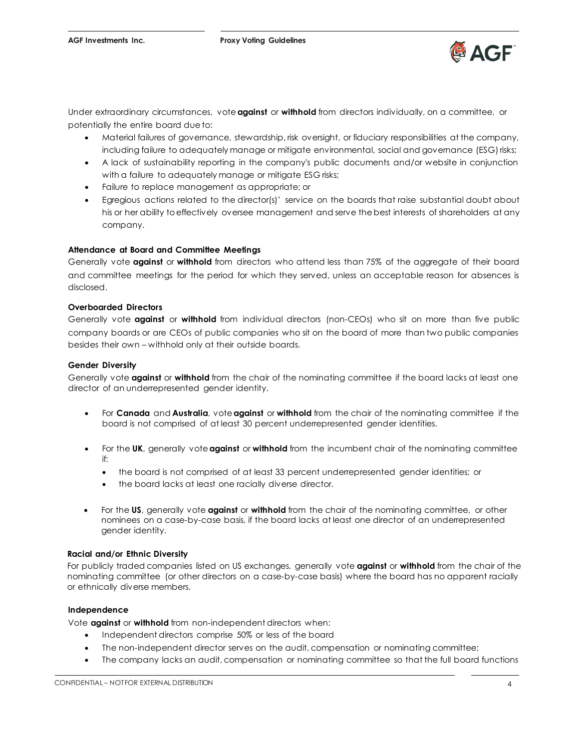Under extraordinary circumstances, vote **against** or **withhold** from directors individually, on a committee, or potentially the entire board due to:

- Material failures of governance, stewardship, risk oversight, or fiduciary responsibilities at the company, including failure to adequately manage or mitigate environmental, social and governance (ESG) risks;
- A lack of sustainability reporting in the company's public documents and/or website in conjunction with a failure to adequately manage or mitigate ESG risks;
- Failure to replace management as appropriate; or
- Egregious actions related to the director(s)' service on the boards that raise substantial doubt about his or her ability to effectively oversee management and serve the best interests of shareholders at any company.

**Attendance at Board and Committee Meetings**

Generally vote **against** or **withhold** from directors who attend less than 75% of the aggregate of their board and committee meetings for the period for which they served, unless an acceptable reason for absences is disclosed.

**Overboarded Directors**

Generally vote **against** or **withhold** from individual directors (non-CEOs) who sit on more than five public company boards or are CEOs of public companies who sit on the board of more than two public companies besides their own – withhold only at their outside boards.

**Gender Diversity**

Generally vote **against** or **withhold** from the chair of the nominating committee if the board lacks at least one director of an underrepresented gender identity.

- For **Canada** and **Australia**, vote **against** or **withhold** from the chair of the nominating committee if the board is not comprised of at least 30 percent underrepresented gender identities.

- For the **UK**, generally vote **against** or **withhold** from the incumbent chair of the nominating committee if:
  - the board is not comprised of at least 33 percent underrepresented gender identities; or
  - the board lacks at least one racially diverse director.

- For the **US**, generally vote **against** or **withhold** from the chair of the nominating committee, or other nominees on a case-by-case basis, if the board lacks at least one director of an underrepresented gender identity.

**Racial and/or Ethnic Diversity**

For publicly traded companies listed on US exchanges, generally vote **against** or **withhold** from the chair of the nominating committee (or other directors on a case-by-case basis) where the board has no apparent racially or ethnically diverse members.

**Independence**

Vote **against** or **withhold** from non-independent directors when:

- Independent directors comprise 50% or less of the board
- The non-independent director serves on the audit, compensation or nominating committee;
- The company lacks an audit, compensation or nominating committee so that the full board functions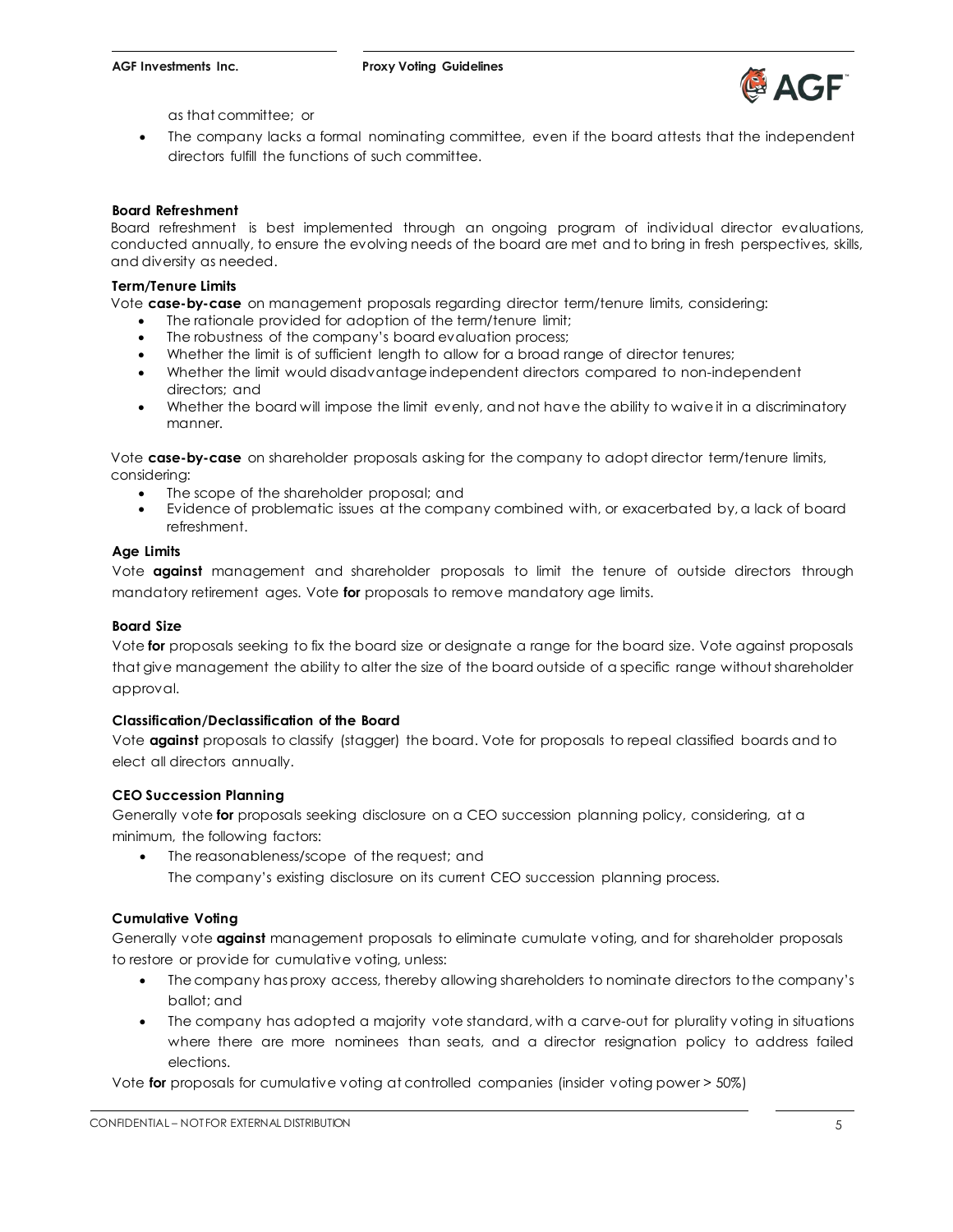as that committee; or

- The company lacks a formal nominating committee, even if the board attests that the independent directors fulfill the functions of such committee.

**Board Refreshment**

Board refreshment is best implemented through an ongoing program of individual director evaluations, conducted annually, to ensure the evolving needs of the board are met and to bring in fresh perspectives, skills, and diversity as needed.

**Term/Tenure Limits**

Vote **case-by-case** on management proposals regarding director term/tenure limits, considering:

- The rationale provided for adoption of the term/tenure limit;
- The robustness of the company's board evaluation process;
- Whether the limit is of sufficient length to allow for a broad range of director tenures;
- Whether the limit would disadvantage independent directors compared to non-independent directors; and
- Whether the board will impose the limit evenly, and not have the ability to waive it in a discriminatory manner.

Vote **case-by-case** on shareholder proposals asking for the company to adopt director term/tenure limits, considering:

- The scope of the shareholder proposal; and
- Evidence of problematic issues at the company combined with, or exacerbated by, a lack of board refreshment.

**Age Limits**

Vote **against** management and shareholder proposals to limit the tenure of outside directors through mandatory retirement ages. Vote **for** proposals to remove mandatory age limits.

**Board Size**

Vote **for** proposals seeking to fix the board size or designate a range for the board size. Vote against proposals that give management the ability to alter the size of the board outside of a specific range without shareholder approval.

**Classification/Declassification of the Board**

Vote **against** proposals to classify (stagger) the board. Vote for proposals to repeal classified boards and to elect all directors annually.

**CEO Succession Planning**

Generally vote **for** proposals seeking disclosure on a CEO succession planning policy, considering, at a minimum, the following factors:

- The reasonableness/scope of the request; and
  The company's existing disclosure on its current CEO succession planning process.

**Cumulative Voting**

Generally vote **against** management proposals to eliminate cumulate voting, and for shareholder proposals to restore or provide for cumulative voting, unless:

- The company has proxy access, thereby allowing shareholders to nominate directors to the company's ballot; and
- The company has adopted a majority vote standard, with a carve-out for plurality voting in situations where there are more nominees than seats, and a director resignation policy to address failed elections.

Vote **for** proposals for cumulative voting at controlled companies (insider voting power > 50%)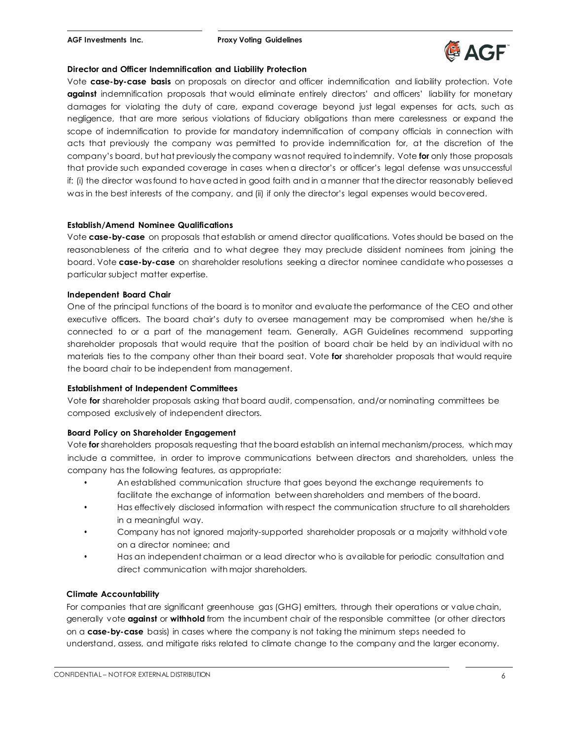**Director and Officer Indemnification and Liability Protection**

Vote **case-by-case basis** on proposals on director and officer indemnification and liability protection. Vote **against** indemnification proposals that would eliminate entirely directors' and officers' liability for monetary damages for violating the duty of care, expand coverage beyond just legal expenses for acts, such as negligence, that are more serious violations of fiduciary obligations than mere carelessness or expand the scope of indemnification to provide for mandatory indemnification of company officials in connection with acts that previously the company was permitted to provide indemnification for, at the discretion of the company's board, but hat previously the company was not required to indemnify. Vote **for** only those proposals that provide such expanded coverage in cases when a director's or officer's legal defense was unsuccessful if: (i) the director was found to have acted in good faith and in a manner that the director reasonably believed was in the best interests of the company, and (ii) if only the director's legal expenses would becovered.

**Establish/Amend Nominee Qualifications**

Vote **case-by-case** on proposals that establish or amend director qualifications. Votes should be based on the reasonableness of the criteria and to what degree they may preclude dissident nominees from joining the board. Vote **case-by-case** on shareholder resolutions seeking a director nominee candidate who possesses a particular subject matter expertise.

**Independent Board Chair**

One of the principal functions of the board is to monitor and evaluate the performance of the CEO and other executive officers. The board chair's duty to oversee management may be compromised when he/she is connected to or a part of the management team. Generally, AGFI Guidelines recommend supporting shareholder proposals that would require that the position of board chair be held by an individual with no materials ties to the company other than their board seat. Vote **for** shareholder proposals that would require the board chair to be independent from management.

**Establishment of Independent Committees**

Vote **for** shareholder proposals asking that board audit, compensation, and/or nominating committees be composed exclusively of independent directors.

**Board Policy on Shareholder Engagement**

Vote **for** shareholders proposals requesting that the board establish an internal mechanism/process, which may include a committee, in order to improve communications between directors and shareholders, unless the company has the following features, as appropriate:

- An established communication structure that goes beyond the exchange requirements to facilitate the exchange of information between shareholders and members of the board.
- Has effectively disclosed information with respect the communication structure to all shareholders in a meaningful way.
- Company has not ignored majority-supported shareholder proposals or a majority withhold vote on a director nominee; and
- Has an independent chairman or a lead director who is available for periodic consultation and direct communication with major shareholders.

**Climate Accountability**

For companies that are significant greenhouse gas (GHG) emitters, through their operations or value chain, generally vote **against** or **withhold** from the incumbent chair of the responsible committee (or other directors on a **case-by-case** basis) in cases where the company is not taking the minimum steps needed to understand, assess, and mitigate risks related to climate change to the company and the larger economy.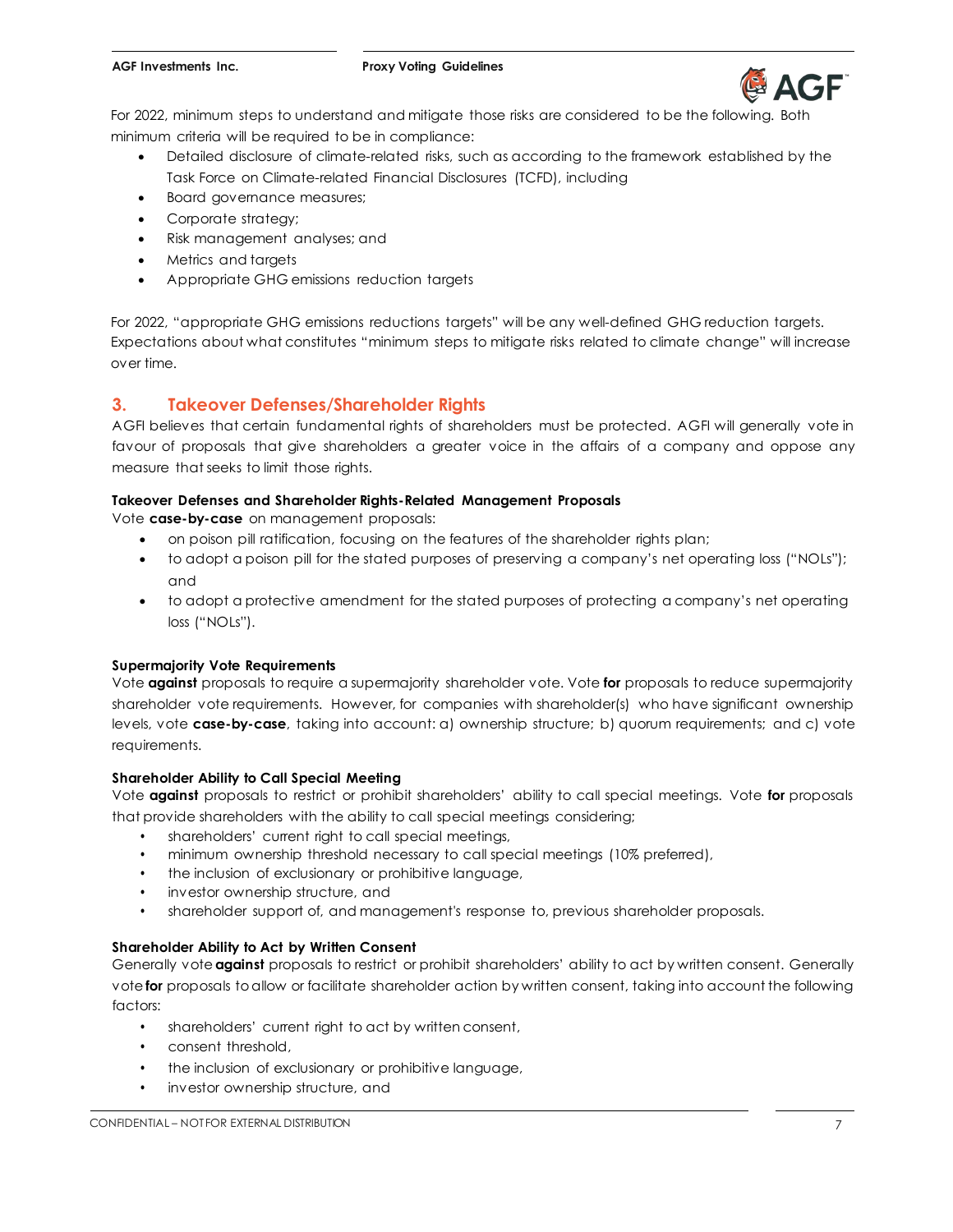For 2022, minimum steps to understand and mitigate those risks are considered to be the following. Both minimum criteria will be required to be in compliance:

- Detailed disclosure of climate-related risks, such as according to the framework established by the Task Force on Climate-related Financial Disclosures (TCFD), including
- Board governance measures;
- Corporate strategy;
- Risk management analyses; and
- Metrics and targets
- Appropriate GHG emissions reduction targets

For 2022, "appropriate GHG emissions reductions targets" will be any well-defined GHG reduction targets. Expectations about what constitutes "minimum steps to mitigate risks related to climate change" will increase over time.

## 3. Takeover Defenses/Shareholder Rights

AGFI believes that certain fundamental rights of shareholders must be protected. AGFI will generally vote in favour of proposals that give shareholders a greater voice in the affairs of a company and oppose any measure that seeks to limit those rights.

**Takeover Defenses and Shareholder Rights-Related Management Proposals**

Vote **case-by-case** on management proposals:

- on poison pill ratification, focusing on the features of the shareholder rights plan;
- to adopt a poison pill for the stated purposes of preserving a company's net operating loss ("NOLs"); and
- to adopt a protective amendment for the stated purposes of protecting a company's net operating loss ("NOLs").

**Supermajority Vote Requirements**

Vote **against** proposals to require a supermajority shareholder vote. Vote **for** proposals to reduce supermajority shareholder vote requirements. However, for companies with shareholder(s) who have significant ownership levels, vote **case-by-case**, taking into account: a) ownership structure; b) quorum requirements; and c) vote requirements.

**Shareholder Ability to Call Special Meeting**

Vote **against** proposals to restrict or prohibit shareholders' ability to call special meetings. Vote **for** proposals that provide shareholders with the ability to call special meetings considering;

- shareholders' current right to call special meetings,
- minimum ownership threshold necessary to call special meetings (10% preferred),
- the inclusion of exclusionary or prohibitive language,
- investor ownership structure, and
- shareholder support of, and management's response to, previous shareholder proposals.

**Shareholder Ability to Act by Written Consent**

Generally vote **against** proposals to restrict or prohibit shareholders' ability to act by written consent. Generally vote **for** proposals to allow or facilitate shareholder action by written consent, taking into account the following factors:

- shareholders' current right to act by written consent,
- consent threshold,
- the inclusion of exclusionary or prohibitive language,
- investor ownership structure, and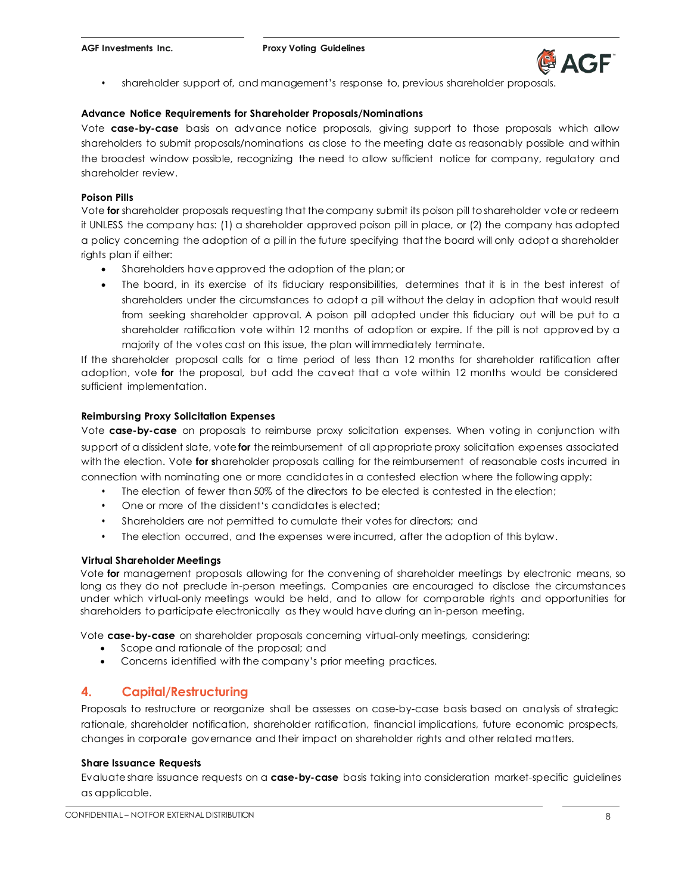- shareholder support of, and management's response to, previous shareholder proposals.

**Advance Notice Requirements for Shareholder Proposals/Nominations**

Vote **case-by-case** basis on advance notice proposals, giving support to those proposals which allow shareholders to submit proposals/nominations as close to the meeting date as reasonably possible and within the broadest window possible, recognizing the need to allow sufficient notice for company, regulatory and shareholder review.

**Poison Pills**

Vote **for** shareholder proposals requesting that the company submit its poison pill to shareholder vote or redeem it UNLESS the company has: (1) a shareholder approved poison pill in place, or (2) the company has adopted a policy concerning the adoption of a pill in the future specifying that the board will only adopt a shareholder rights plan if either:

- Shareholders have approved the adoption of the plan; or
- The board, in its exercise of its fiduciary responsibilities, determines that it is in the best interest of shareholders under the circumstances to adopt a pill without the delay in adoption that would result from seeking shareholder approval. A poison pill adopted under this fiduciary out will be put to a shareholder ratification vote within 12 months of adoption or expire. If the pill is not approved by a majority of the votes cast on this issue, the plan will immediately terminate.

If the shareholder proposal calls for a time period of less than 12 months for shareholder ratification after adoption, vote **for** the proposal, but add the caveat that a vote within 12 months would be considered sufficient implementation.

**Reimbursing Proxy Solicitation Expenses**

Vote **case-by-case** on proposals to reimburse proxy solicitation expenses. When voting in conjunction with support of a dissident slate, vote **for** the reimbursement of all appropriate proxy solicitation expenses associated with the election. Vote **for s**hareholder proposals calling for the reimbursement of reasonable costs incurred in connection with nominating one or more candidates in a contested election where the following apply:

- The election of fewer than 50% of the directors to be elected is contested in the election;
- One or more of the dissident's candidates is elected;
- Shareholders are not permitted to cumulate their votes for directors; and
- The election occurred, and the expenses were incurred, after the adoption of this bylaw.

**Virtual Shareholder Meetings**

Vote **for** management proposals allowing for the convening of shareholder meetings by electronic means, so long as they do not preclude in-person meetings. Companies are encouraged to disclose the circumstances under which virtual-only meetings would be held, and to allow for comparable rights and opportunities for shareholders to participate electronically as they would have during an in-person meeting.

Vote **case-by-case** on shareholder proposals concerning virtual-only meetings, considering:

- Scope and rationale of the proposal; and
- Concerns identified with the company's prior meeting practices.

## 4. Capital/Restructuring

Proposals to restructure or reorganize shall be assesses on case-by-case basis based on analysis of strategic rationale, shareholder notification, shareholder ratification, financial implications, future economic prospects, changes in corporate governance and their impact on shareholder rights and other related matters.

**Share Issuance Requests**

Evaluate share issuance requests on a **case-by-case** basis taking into consideration market-specific guidelines as applicable.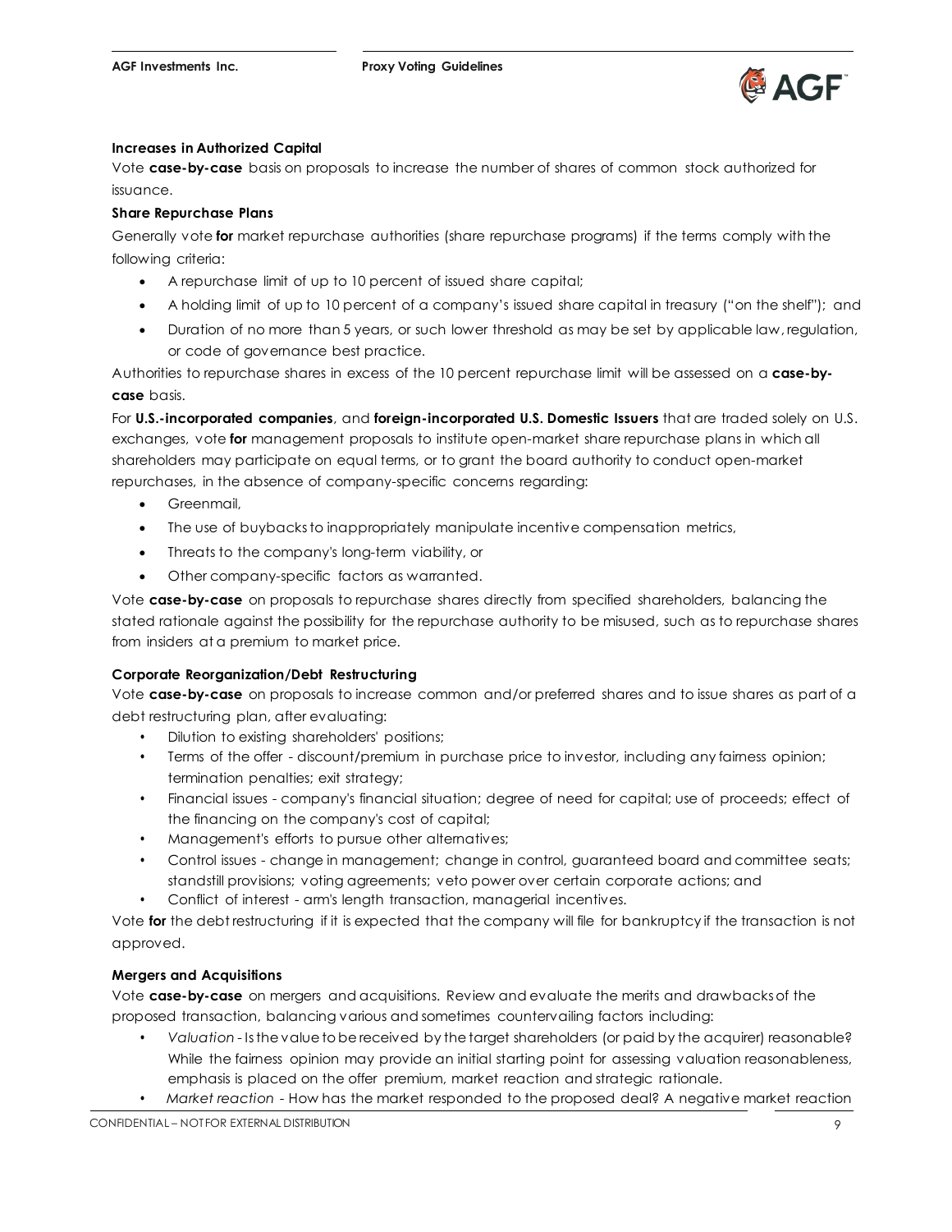### Increases in Authorized Capital

Vote **case-by-case** basis on proposals to increase the number of shares of common stock authorized for issuance.

### Share Repurchase Plans

Generally vote **for** market repurchase authorities (share repurchase programs) if the terms comply with the following criteria:

- A repurchase limit of up to 10 percent of issued share capital;
- A holding limit of up to 10 percent of a company's issued share capital in treasury ("on the shelf"); and
- Duration of no more than 5 years, or such lower threshold as may be set by applicable law, regulation, or code of governance best practice.

Authorities to repurchase shares in excess of the 10 percent repurchase limit will be assessed on a **case-by-case** basis.

For **U.S.-incorporated companies**, and **foreign-incorporated U.S. Domestic Issuers** that are traded solely on U.S. exchanges, vote **for** management proposals to institute open-market share repurchase plans in which all shareholders may participate on equal terms, or to grant the board authority to conduct open-market repurchases, in the absence of company-specific concerns regarding:

- Greenmail,
- The use of buybacks to inappropriately manipulate incentive compensation metrics,
- Threats to the company's long-term viability, or
- Other company-specific factors as warranted.

Vote **case-by-case** on proposals to repurchase shares directly from specified shareholders, balancing the stated rationale against the possibility for the repurchase authority to be misused, such as to repurchase shares from insiders at a premium to market price.

### Corporate Reorganization/Debt Restructuring

Vote **case-by-case** on proposals to increase common and/or preferred shares and to issue shares as part of a debt restructuring plan, after evaluating:

- Dilution to existing shareholders' positions;
- Terms of the offer - discount/premium in purchase price to investor, including any fairness opinion; termination penalties; exit strategy;
- Financial issues - company's financial situation; degree of need for capital; use of proceeds; effect of the financing on the company's cost of capital;
- Management's efforts to pursue other alternatives;
- Control issues - change in management; change in control, guaranteed board and committee seats; standstill provisions; voting agreements; veto power over certain corporate actions; and
- Conflict of interest - arm's length transaction, managerial incentives.

Vote **for** the debt restructuring if it is expected that the company will file for bankruptcy if the transaction is not approved.

### Mergers and Acquisitions

Vote **case-by-case** on mergers and acquisitions. Review and evaluate the merits and drawbacks of the proposed transaction, balancing various and sometimes countervailing factors including:

- *Valuation* - Is the value to be received by the target shareholders (or paid by the acquirer) reasonable? While the fairness opinion may provide an initial starting point for assessing valuation reasonableness, emphasis is placed on the offer premium, market reaction and strategic rationale.
- *Market reaction* - How has the market responded to the proposed deal? A negative market reaction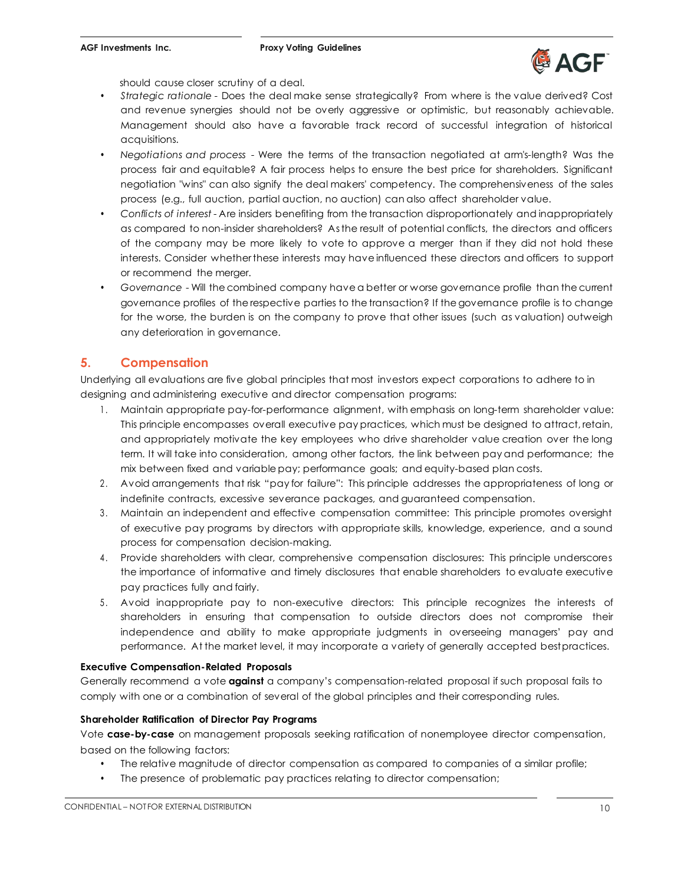should cause closer scrutiny of a deal.

- *Strategic rationale* - Does the deal make sense strategically? From where is the value derived? Cost and revenue synergies should not be overly aggressive or optimistic, but reasonably achievable. Management should also have a favorable track record of successful integration of historical acquisitions.
- *Negotiations and process* - Were the terms of the transaction negotiated at arm's-length? Was the process fair and equitable? A fair process helps to ensure the best price for shareholders. Significant negotiation "wins" can also signify the deal makers' competency. The comprehensiveness of the sales process (e.g., full auction, partial auction, no auction) can also affect shareholder value.
- *Conflicts of interest* - Are insiders benefiting from the transaction disproportionately and inappropriately as compared to non-insider shareholders? As the result of potential conflicts, the directors and officers of the company may be more likely to vote to approve a merger than if they did not hold these interests. Consider whether these interests may have influenced these directors and officers to support or recommend the merger.
- *Governance* - Will the combined company have a better or worse governance profile than the current governance profiles of the respective parties to the transaction? If the governance profile is to change for the worse, the burden is on the company to prove that other issues (such as valuation) outweigh any deterioration in governance.

## 5. Compensation

Underlying all evaluations are five global principles that most investors expect corporations to adhere to in designing and administering executive and director compensation programs:

1. Maintain appropriate pay-for-performance alignment, with emphasis on long-term shareholder value: This principle encompasses overall executive pay practices, which must be designed to attract, retain, and appropriately motivate the key employees who drive shareholder value creation over the long term. It will take into consideration, among other factors, the link between pay and performance; the mix between fixed and variable pay; performance goals; and equity-based plan costs.
2. Avoid arrangements that risk "pay for failure": This principle addresses the appropriateness of long or indefinite contracts, excessive severance packages, and guaranteed compensation.
3. Maintain an independent and effective compensation committee: This principle promotes oversight of executive pay programs by directors with appropriate skills, knowledge, experience, and a sound process for compensation decision-making.
4. Provide shareholders with clear, comprehensive compensation disclosures: This principle underscores the importance of informative and timely disclosures that enable shareholders to evaluate executive pay practices fully and fairly.
5. Avoid inappropriate pay to non-executive directors: This principle recognizes the interests of shareholders in ensuring that compensation to outside directors does not compromise their independence and ability to make appropriate judgments in overseeing managers' pay and performance. At the market level, it may incorporate a variety of generally accepted best practices.

**Executive Compensation-Related Proposals**

Generally recommend a vote **against** a company's compensation-related proposal if such proposal fails to comply with one or a combination of several of the global principles and their corresponding rules.

**Shareholder Ratification of Director Pay Programs**

Vote **case-by-case** on management proposals seeking ratification of nonemployee director compensation, based on the following factors:

- The relative magnitude of director compensation as compared to companies of a similar profile;
- The presence of problematic pay practices relating to director compensation;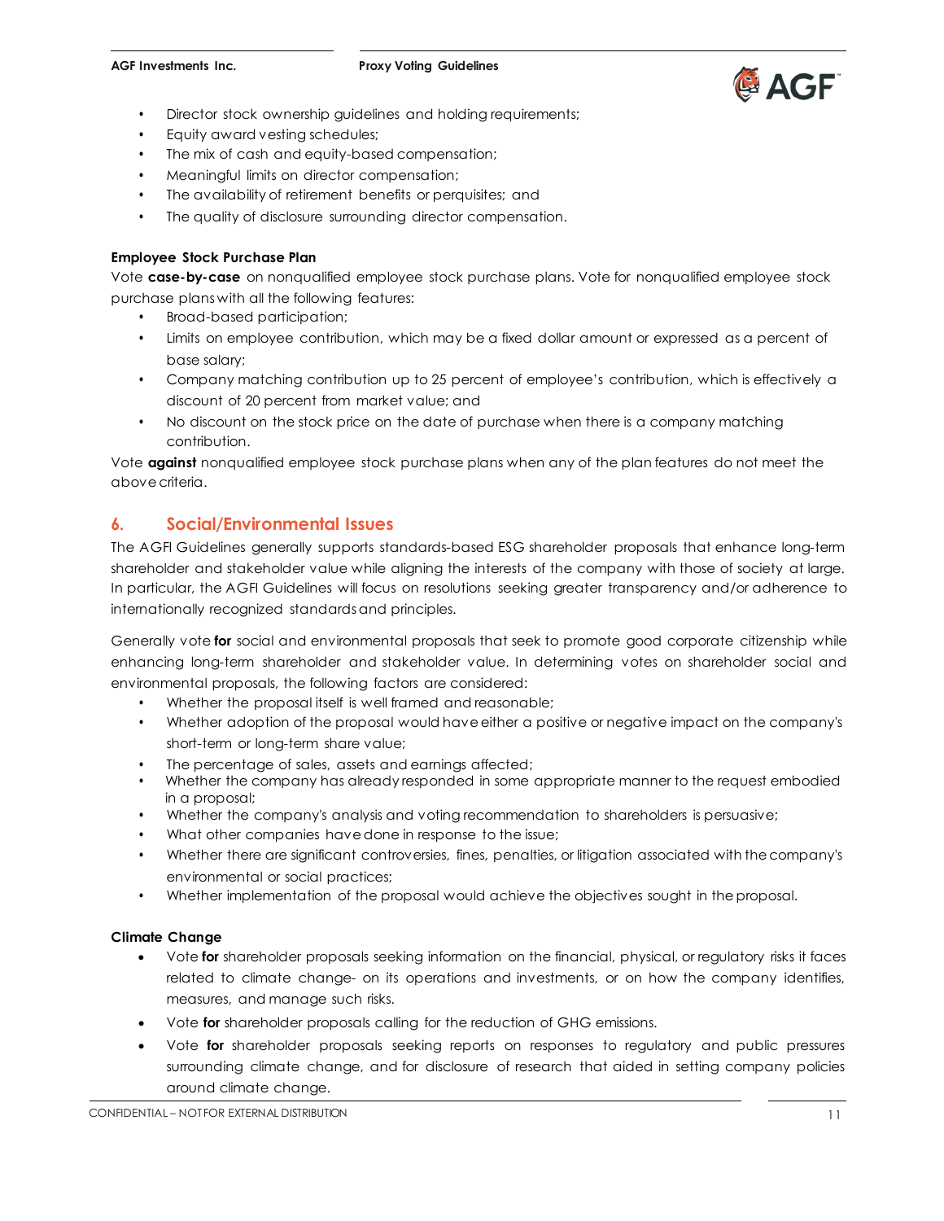- Director stock ownership guidelines and holding requirements;
- Equity award vesting schedules;
- The mix of cash and equity-based compensation;
- Meaningful limits on director compensation;
- The availability of retirement benefits or perquisites; and
- The quality of disclosure surrounding director compensation.

**Employee Stock Purchase Plan**

Vote **case-by-case** on nonqualified employee stock purchase plans. Vote for nonqualified employee stock purchase plans with all the following features:

- Broad-based participation;
- Limits on employee contribution, which may be a fixed dollar amount or expressed as a percent of base salary;
- Company matching contribution up to 25 percent of employee's contribution, which is effectively a discount of 20 percent from market value; and
- No discount on the stock price on the date of purchase when there is a company matching contribution.

Vote **against** nonqualified employee stock purchase plans when any of the plan features do not meet the above criteria.

## 6. Social/Environmental Issues

The AGFI Guidelines generally supports standards-based ESG shareholder proposals that enhance long-term shareholder and stakeholder value while aligning the interests of the company with those of society at large. In particular, the AGFI Guidelines will focus on resolutions seeking greater transparency and/or adherence to internationally recognized standards and principles.

Generally vote **for** social and environmental proposals that seek to promote good corporate citizenship while enhancing long-term shareholder and stakeholder value. In determining votes on shareholder social and environmental proposals, the following factors are considered:

- Whether the proposal itself is well framed and reasonable;
- Whether adoption of the proposal would have either a positive or negative impact on the company's short-term or long-term share value;
- The percentage of sales, assets and earnings affected;
- Whether the company has already responded in some appropriate manner to the request embodied in a proposal;
- Whether the company's analysis and voting recommendation to shareholders is persuasive;
- What other companies have done in response to the issue;
- Whether there are significant controversies, fines, penalties, or litigation associated with the company's environmental or social practices;
- Whether implementation of the proposal would achieve the objectives sought in the proposal.

**Climate Change**

- Vote **for** shareholder proposals seeking information on the financial, physical, or regulatory risks it faces related to climate change- on its operations and investments, or on how the company identifies, measures, and manage such risks.
- Vote **for** shareholder proposals calling for the reduction of GHG emissions.
- Vote **for** shareholder proposals seeking reports on responses to regulatory and public pressures surrounding climate change, and for disclosure of research that aided in setting company policies around climate change.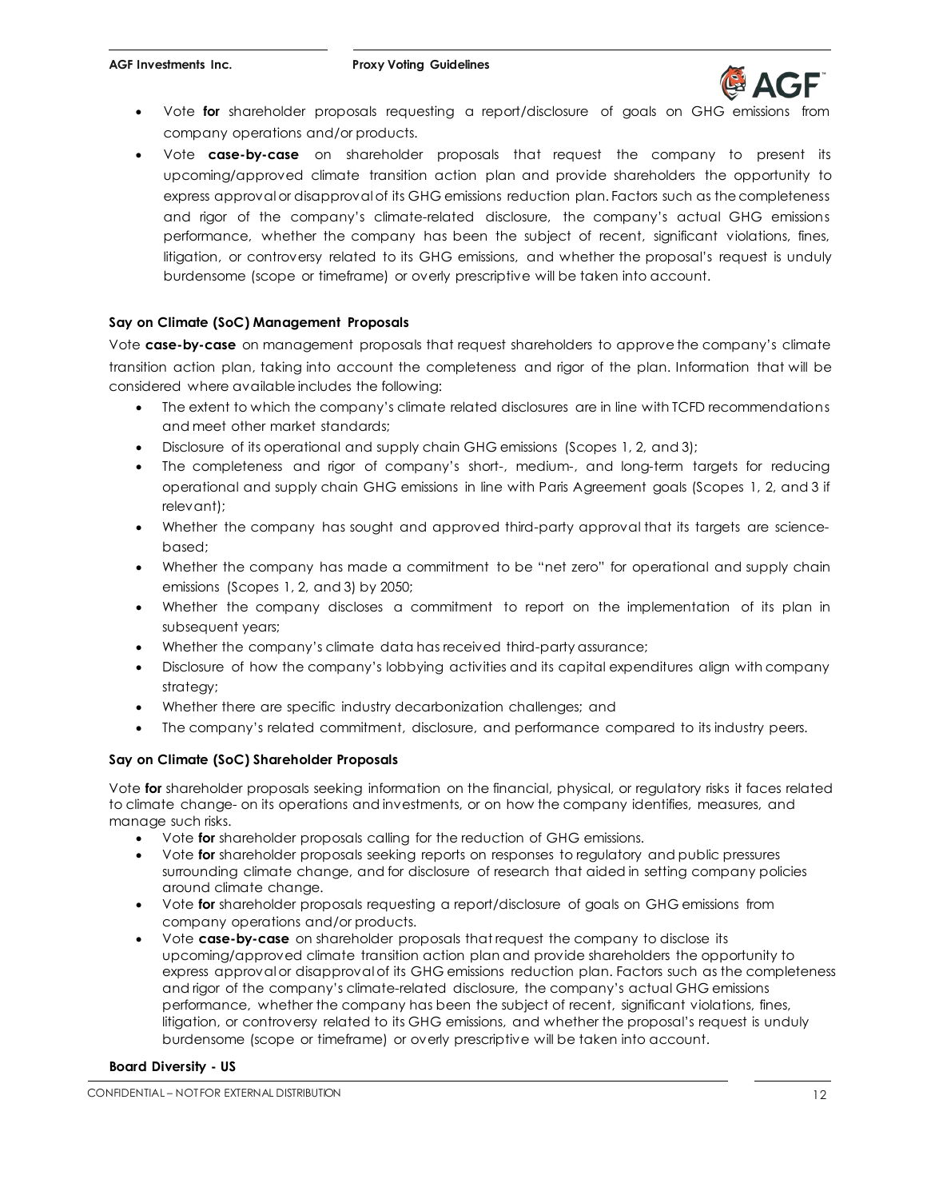- Vote **for** shareholder proposals requesting a report/disclosure of goals on GHG emissions from company operations and/or products.
- Vote **case-by-case** on shareholder proposals that request the company to present its upcoming/approved climate transition action plan and provide shareholders the opportunity to express approval or disapproval of its GHG emissions reduction plan. Factors such as the completeness and rigor of the company's climate-related disclosure, the company's actual GHG emissions performance, whether the company has been the subject of recent, significant violations, fines, litigation, or controversy related to its GHG emissions, and whether the proposal's request is unduly burdensome (scope or timeframe) or overly prescriptive will be taken into account.

**Say on Climate (SoC) Management Proposals**

Vote **case-by-case** on management proposals that request shareholders to approve the company's climate transition action plan, taking into account the completeness and rigor of the plan. Information that will be considered where available includes the following:

- The extent to which the company's climate related disclosures are in line with TCFD recommendations and meet other market standards;
- Disclosure of its operational and supply chain GHG emissions (Scopes 1, 2, and 3);
- The completeness and rigor of company's short-, medium-, and long-term targets for reducing operational and supply chain GHG emissions in line with Paris Agreement goals (Scopes 1, 2, and 3 if relevant);
- Whether the company has sought and approved third-party approval that its targets are science-based;
- Whether the company has made a commitment to be "net zero" for operational and supply chain emissions (Scopes 1, 2, and 3) by 2050;
- Whether the company discloses a commitment to report on the implementation of its plan in subsequent years;
- Whether the company's climate data has received third-party assurance;
- Disclosure of how the company's lobbying activities and its capital expenditures align with company strategy;
- Whether there are specific industry decarbonization challenges; and
- The company's related commitment, disclosure, and performance compared to its industry peers.

**Say on Climate (SoC) Shareholder Proposals**

Vote **for** shareholder proposals seeking information on the financial, physical, or regulatory risks it faces related to climate change- on its operations and investments, or on how the company identifies, measures, and manage such risks.

- Vote **for** shareholder proposals calling for the reduction of GHG emissions.
- Vote **for** shareholder proposals seeking reports on responses to regulatory and public pressures surrounding climate change, and for disclosure of research that aided in setting company policies around climate change.
- Vote **for** shareholder proposals requesting a report/disclosure of goals on GHG emissions from company operations and/or products.
- Vote **case-by-case** on shareholder proposals that request the company to disclose its upcoming/approved climate transition action plan and provide shareholders the opportunity to express approval or disapproval of its GHG emissions reduction plan. Factors such as the completeness and rigor of the company's climate-related disclosure, the company's actual GHG emissions performance, whether the company has been the subject of recent, significant violations, fines, litigation, or controversy related to its GHG emissions, and whether the proposal's request is unduly burdensome (scope or timeframe) or overly prescriptive will be taken into account.

**Board Diversity - US**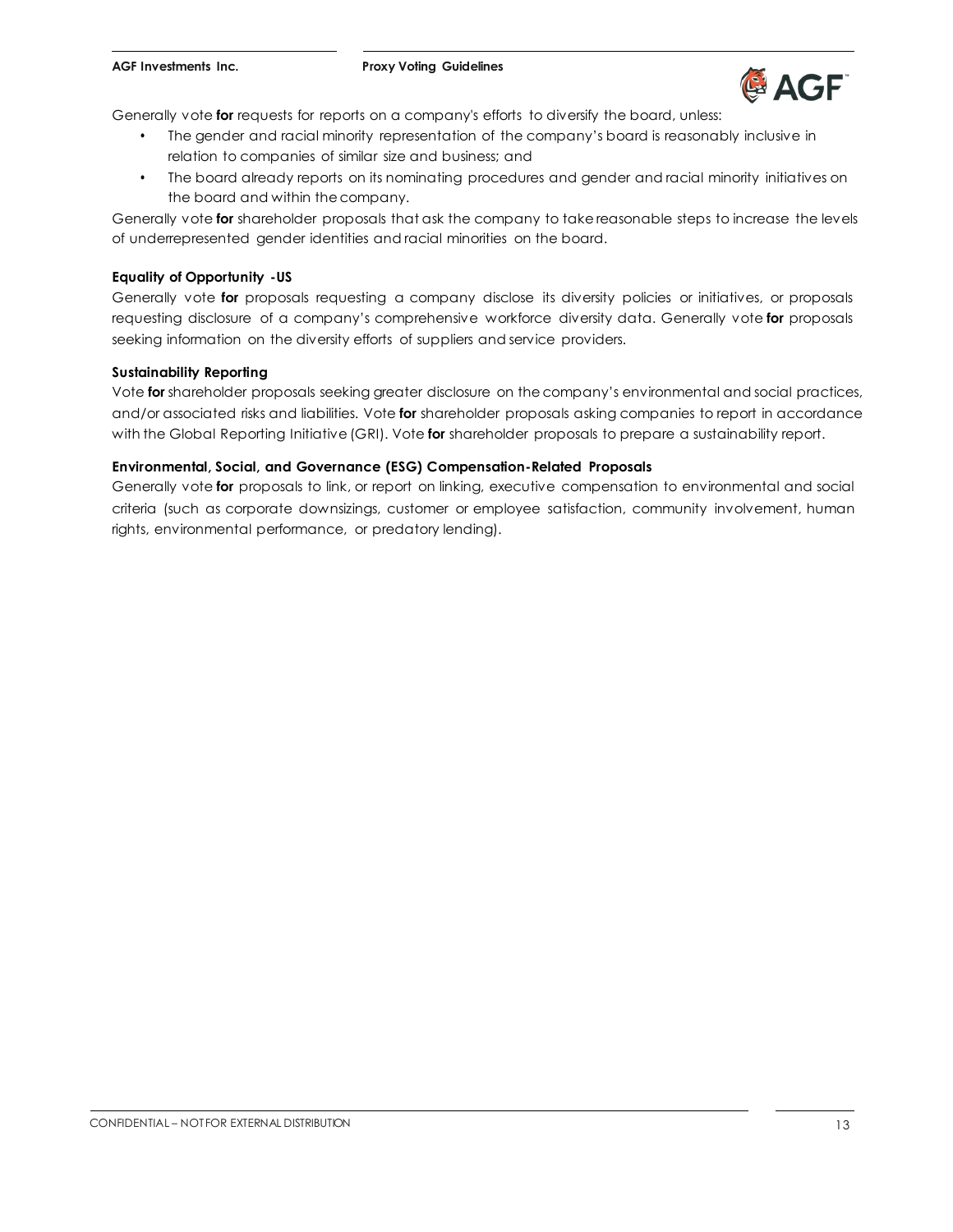Generally vote **for** requests for reports on a company's efforts to diversify the board, unless:

- The gender and racial minority representation of the company's board is reasonably inclusive in relation to companies of similar size and business; and
- The board already reports on its nominating procedures and gender and racial minority initiatives on the board and within the company.

Generally vote **for** shareholder proposals that ask the company to take reasonable steps to increase the levels of underrepresented gender identities and racial minorities on the board.

**Equality of Opportunity -US**

Generally vote **for** proposals requesting a company disclose its diversity policies or initiatives, or proposals requesting disclosure of a company's comprehensive workforce diversity data. Generally vote **for** proposals seeking information on the diversity efforts of suppliers and service providers.

**Sustainability Reporting**

Vote **for** shareholder proposals seeking greater disclosure on the company's environmental and social practices, and/or associated risks and liabilities. Vote **for** shareholder proposals asking companies to report in accordance with the Global Reporting Initiative (GRI). Vote **for** shareholder proposals to prepare a sustainability report.

**Environmental, Social, and Governance (ESG) Compensation-Related Proposals**

Generally vote **for** proposals to link, or report on linking, executive compensation to environmental and social criteria (such as corporate downsizings, customer or employee satisfaction, community involvement, human rights, environmental performance, or predatory lending).